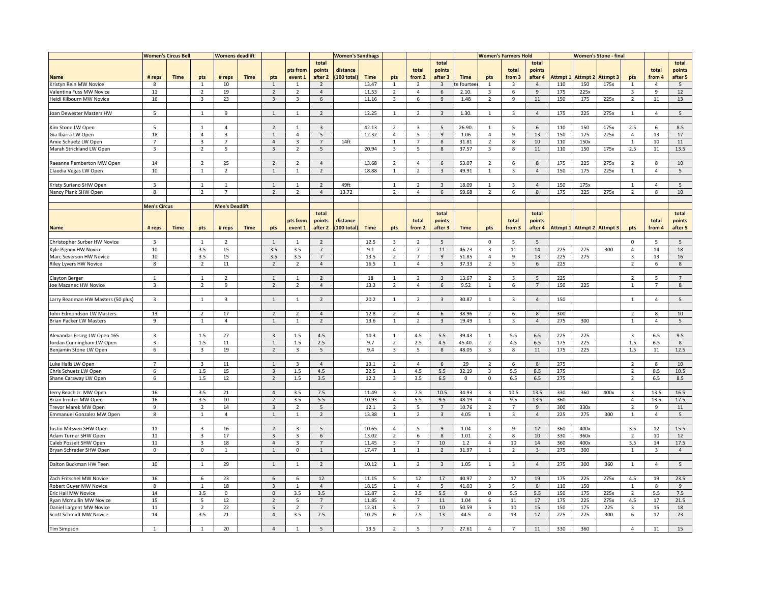| | Women's Circus Bell | | | Womens deadlift | | | | | Women's Sandbags | | | | | | Women's Farmers Hold | | | | Women's Stone - final | | | | |
|---|---|---|---|---|---|---|---|---|---|---|---|---|---|---|---|---|---|---|---|---|---|---|---|
| **Name** | **# reps** | **Time** | **pts** | **# reps** | **Time** | **pts** | **pts from event 1** | **total points after 2** | **distance (100 total)** | **Time** | **pts** | **total from 2** | **total points after 3** | **Time** | **pts** | **total from 3** | **total points after 4** | **Attmpt 1** | **Attmpt 2** | **Attmpt 3** | **pts** | **total from 4** | **total points after 5** |
| Kristyn Rein MW Novice | 8 | | 1 | 10 | | 1 | 1 | 2 | | 13.47 | 1 | 2 | 3 | te fourteer | 1 | 3 | 4 | 110 | 150 | 175x | 1 | 4 | 5 |
| Valentina Fuss MW Novice | 11 | | 2 | 19 | | 2 | 2 | 4 | | 11.53 | 2 | 4 | 6 | 2.10. | 3 | 6 | 9 | 175 | 225x | | 3 | 9 | 12 |
| Heidi Kilbourn MW Novice | 16 | | 3 | 23 | | 3 | 3 | 6 | | 11.16 | 3 | 6 | 9 | 1.48 | 2 | 9 | 11 | 150 | 175 | 225x | 2 | 11 | 13 |
| | | | | | | | | | | | | | | | | | | | | | | | |
| Joan Dewester Masters HW | 5 | | 1 | 9 | | 1 | 1 | 2 | | 12.25 | 1 | 2 | 3 | 1.30. | 1 | 3 | 4 | 175 | 225 | 275x | 1 | 4 | 5 |
| | | | | | | | | | | | | | | | | | | | | | | | |
| Kim Stone LW Open | 5 | | 1 | 4 | | 2 | 1 | 3 | | 42.13 | 2 | 3 | 5 | 26.90. | 1 | 5 | 6 | 110 | 150 | 175x | 2.5 | 6 | 8.5 |
| Gia Ibarra LW Open | 18 | | 4 | 3 | | 1 | 4 | 5 | | 12.32 | 4 | 5 | 9 | 1.06 | 4 | 9 | 13 | 150 | 175 | 225x | 4 | 13 | 17 |
| Amie Schuetz LW Open | 7 | | 3 | 7 | | 4 | 3 | 7 | 14ft | | 1 | 7 | 8 | 31.81 | 2 | 8 | 10 | 110 | 150x | | 1 | 10 | 11 |
| Marah Strickland LW Open | 3 | | 2 | 5 | | 3 | 2 | 5 | | 20.94 | 3 | 5 | 8 | 37.57 | 3 | 8 | 11 | 110 | 150 | 175x | 2.5 | 11 | 13.5 |
| | | | | | | | | | | | | | | | | | | | | | | | |
| Raeanne Pemberton MW Open | 14 | | 2 | 25 | | 2 | 2 | 4 | | 13.68 | 2 | 4 | 6 | 53.07 | 2 | 6 | 8 | 175 | 225 | 275x | 2 | 8 | 10 |
| Claudia Vegas LW Open | 10 | | 1 | 2 | | 1 | 1 | 2 | | 18.88 | 1 | 2 | 3 | 49.91 | 1 | 3 | 4 | 150 | 175 | 225x | 1 | 4 | 5 |
| | | | | | | | | | | | | | | | | | | | | | | | |
| Kristy Suriano SHW Open | 3 | | 1 | 1 | | 1 | 1 | 2 | 49ft | | 1 | 2 | 3 | 18.09 | 1 | 3 | 4 | 150 | 175x | | 1 | 4 | 5 |
| Nancy Plank SHW Open | 8 | | 2 | 7 | | 2 | 2 | 4 | 13.72 | | 2 | 4 | 6 | 59.68 | 2 | 6 | 8 | 175 | 225 | 275x | 2 | 8 | 10 |
| | | | | | | | | | | | | | | | | | | | | | | | |
| | **Men's Circus** | | | **Men's Deadlift** | | | | | | | | | | | | | | | | | | | |
| **Name** | **# reps** | **Time** | **pts** | **# reps** | **Time** | **pts** | **pts from event 1** | **total points after 2** | **distance (100 total)** | **Time** | **pts** | **total from 2** | **total points after 3** | **Time** | **pts** | **total from 3** | **total points after 4** | **Attmpt 1** | **Attmpt 2** | **Attmpt 3** | **pts** | **total from 4** | **total points after 5** |
| | | | | | | | | | | | | | | | | | | | | | | | |
| Christopher Surber HW Novice | 3 | | 1 | 2 | | 1 | 1 | 2 | | 12.5 | 3 | 2 | 5 | | 0 | 5 | 5 | | | | 0 | 5 | 5 |
| Kyle Pigney HW Novice | 10 | | 3.5 | 15 | | 3.5 | 3.5 | 7 | | 9.1 | 4 | 7 | 11 | 46.23 | 3 | 11 | 14 | 225 | 275 | 300 | 4 | 14 | 18 |
| Marc Severson HW Novice | 10 | | 3.5 | 15 | | 3.5 | 3.5 | 7 | | 13.5 | 2 | 7 | 9 | 51.85 | 4 | 9 | 13 | 225 | 275 | | 3 | 13 | 16 |
| Riley Lyvers HW Novice | 8 | | 2 | 11 | | 2 | 2 | 4 | | 16.5 | 1 | 4 | 5 | 37.33 | 2 | 5 | 6 | 225 | | | 2 | 6 | 8 |
| | | | | | | | | | | | | | | | | | | | | | | | |
| Clayton Berger | 1 | | 1 | 2 | | 1 | 1 | 2 | | 18 | 1 | 2 | 3 | 13.67 | 2 | 3 | 5 | 225 | | | 2 | 5 | 7 |
| Joe Mazanec HW Novice | 3 | | 2 | 9 | | 2 | 2 | 4 | | 13.3 | 2 | 4 | 6 | 9.52 | 1 | 6 | 7 | 150 | 225 | | 1 | 7 | 8 |
| | | | | | | | | | | | | | | | | | | | | | | | |
| Larry Readman HW Masters (50 plus) | 3 | | 1 | 3 | | 1 | 1 | 2 | | 20.2 | 1 | 2 | 3 | 30.87 | 1 | 3 | 4 | 150 | | | 1 | 4 | 5 |
| | | | | | | | | | | | | | | | | | | | | | | | |
| John Edmondson LW Masters | 13 | | 2 | 17 | | 2 | 2 | 4 | | 12.8 | 2 | 4 | 6 | 38.96 | 2 | 6 | 8 | 300 | | | 2 | 8 | 10 |
| Brian Packer LW Masters | 9 | | 1 | 4 | | 1 | 1 | 2 | | 13.6 | 1 | 2 | 3 | 19.49 | 1 | 3 | 4 | 275 | 300 | | 1 | 4 | 5 |
| | | | | | | | | | | | | | | | | | | | | | | | |
| Alexandar Ersing LW Open 165 | 3 | | 1.5 | 27 | | 3 | 1.5 | 4.5 | | 10.3 | 1 | 4.5 | 5.5 | 39.43 | 1 | 5.5 | 6.5 | 225 | 275 | | 3 | 6.5 | 9.5 |
| Jordan Cunningham LW Open | 3 | | 1.5 | 11 | | 1 | 1.5 | 2.5 | | 9.7 | 2 | 2.5 | 4.5 | 45.40. | 2 | 4.5 | 6.5 | 175 | 225 | | 1.5 | 6.5 | 8 |
| Benjamin Stone LW Open | 6 | | 3 | 19 | | 2 | 3 | 5 | | 9.4 | 3 | 5 | 8 | 48.05 | 3 | 8 | 11 | 175 | 225 | | 1.5 | 11 | 12.5 |
| | | | | | | | | | | | | | | | | | | | | | | | |
| Luke Halls LW Open | 7 | | 3 | 11 | | 1 | 3 | 4 | | 13.1 | 2 | 4 | 6 | 29 | 2 | 6 | 8 | 275 | | | 2 | 8 | 10 |
| Chris Schuetz LW Open | 6 | | 1.5 | 15 | | 3 | 1.5 | 4.5 | | 22.5 | 1 | 4.5 | 5.5 | 32.19 | 3 | 5.5 | 8.5 | 275 | | | 2 | 8.5 | 10.5 |
| Shane Caraway LW Open | 6 | | 1.5 | 12 | | 2 | 1.5 | 3.5 | | 12.2 | 3 | 3.5 | 6.5 | 0 | 0 | 6.5 | 6.5 | 275 | | | 2 | 6.5 | 8.5 |
| | | | | | | | | | | | | | | | | | | | | | | | |
| Jerry Beach Jr. MW Open | 16 | | 3.5 | 21 | | 4 | 3.5 | 7.5 | | 11.49 | 3 | 7.5 | 10.5 | 34.93 | 3 | 10.5 | 13.5 | 330 | 360 | 400x | 3 | 13.5 | 16.5 |
| Brian Irmiter MW Open | 16 | | 3.5 | 10 | | 2 | 3.5 | 5.5 | | 10.93 | 4 | 5.5 | 9.5 | 48.19 | 4 | 9.5 | 13.5 | 360 | | | 4 | 13.5 | 17.5 |
| Trevor Marek MW Open | 9 | | 2 | 14 | | 3 | 2 | 5 | | 12.1 | 2 | 5 | 7 | 10.76 | 2 | 7 | 9 | 300 | 330x | | 2 | 9 | 11 |
| Emmanuel Gonzalez MW Open | 8 | | 1 | 4 | | 1 | 1 | 2 | | 13.38 | 1 | 2 | 3 | 4.05 | 1 | 3 | 4 | 225 | 275 | 300 | 1 | 4 | 5 |
| | | | | | | | | | | | | | | | | | | | | | | | |
| Justin Mitsven SHW Open | 11 | | 3 | 16 | | 2 | 3 | 5 | | 10.65 | 4 | 5 | 9 | 1.04 | 3 | 9 | 12 | 360 | 400x | | 3.5 | 12 | 15.5 |
| Adam Turner SHW Open | 11 | | 3 | 17 | | 3 | 3 | 6 | | 13.02 | 2 | 6 | 8 | 1.01 | 2 | 8 | 10 | 330 | 360x | | 2 | 10 | 12 |
| Caleb Posselt SHW Open | 11 | | 3 | 18 | | 4 | 3 | 7 | | 11.45 | 3 | 7 | 10 | 1.2 | 4 | 10 | 14 | 360 | 400x | | 3.5 | 14 | 17.5 |
| Bryan Schreder SHW Open | 0 | | 0 | 1 | | 1 | 0 | 1 | | 17.47 | 1 | 1 | 2 | 31.97 | 1 | 2 | 3 | 275 | 300 | | 1 | 3 | 4 |
| | | | | | | | | | | | | | | | | | | | | | | | |
| Dalton Buckman HW Teen | 10 | | 1 | 29 | | 1 | 1 | 2 | | 10.12 | 1 | 2 | 3 | 1.05 | 1 | 3 | 4 | 275 | 300 | 360 | 1 | 4 | 5 |
| | | | | | | | | | | | | | | | | | | | | | | | |
| Zach Fritschel MW Novice | 16 | | 6 | 23 | | 6 | 6 | 12 | | 11.15 | 5 | 12 | 17 | 40.97 | 2 | 17 | 19 | 175 | 225 | 275x | 4.5 | 19 | 23.5 |
| Robert Guyer MW Novice | 8 | | 1 | 18 | | 3 | 1 | 4 | | 18.15 | 1 | 4 | 5 | 41.03 | 3 | 5 | 8 | 110 | 150 | | 1 | 8 | 9 |
| Eric Hall MW Novice | 14 | | 3.5 | 0 | | 0 | 3.5 | 3.5 | | 12.87 | 2 | 3.5 | 5.5 | 0 | 0 | 5.5 | 5.5 | 150 | 175 | 225x | 2 | 5.5 | 7.5 |
| Ryan Mcmullin MW Novice | 15 | | 5 | 12 | | 2 | 5 | 7 | | 11.85 | 4 | 7 | 11 | 1.04 | 6 | 11 | 17 | 175 | 225 | 275x | 4.5 | 17 | 21.5 |
| Daniel Largent MW Novice | 11 | | 2 | 22 | | 5 | 2 | 7 | | 12.31 | 3 | 7 | 10 | 50.59 | 5 | 10 | 15 | 150 | 175 | 225 | 3 | 15 | 18 |
| Scott Schmidt MW Novice | 14 | | 3.5 | 21 | | 4 | 3.5 | 7.5 | | 10.25 | 6 | 7.5 | 13 | 44.5 | 4 | 13 | 17 | 225 | 275 | 300 | 6 | 17 | 23 |
| | | | | | | | | | | | | | | | | | | | | | | | |
| Tim Simpson | 1 | | 1 | 20 | | 4 | 1 | 5 | | 13.5 | 2 | 5 | 7 | 27.61 | 4 | 7 | 11 | 330 | 360 | | 4 | 11 | 15 |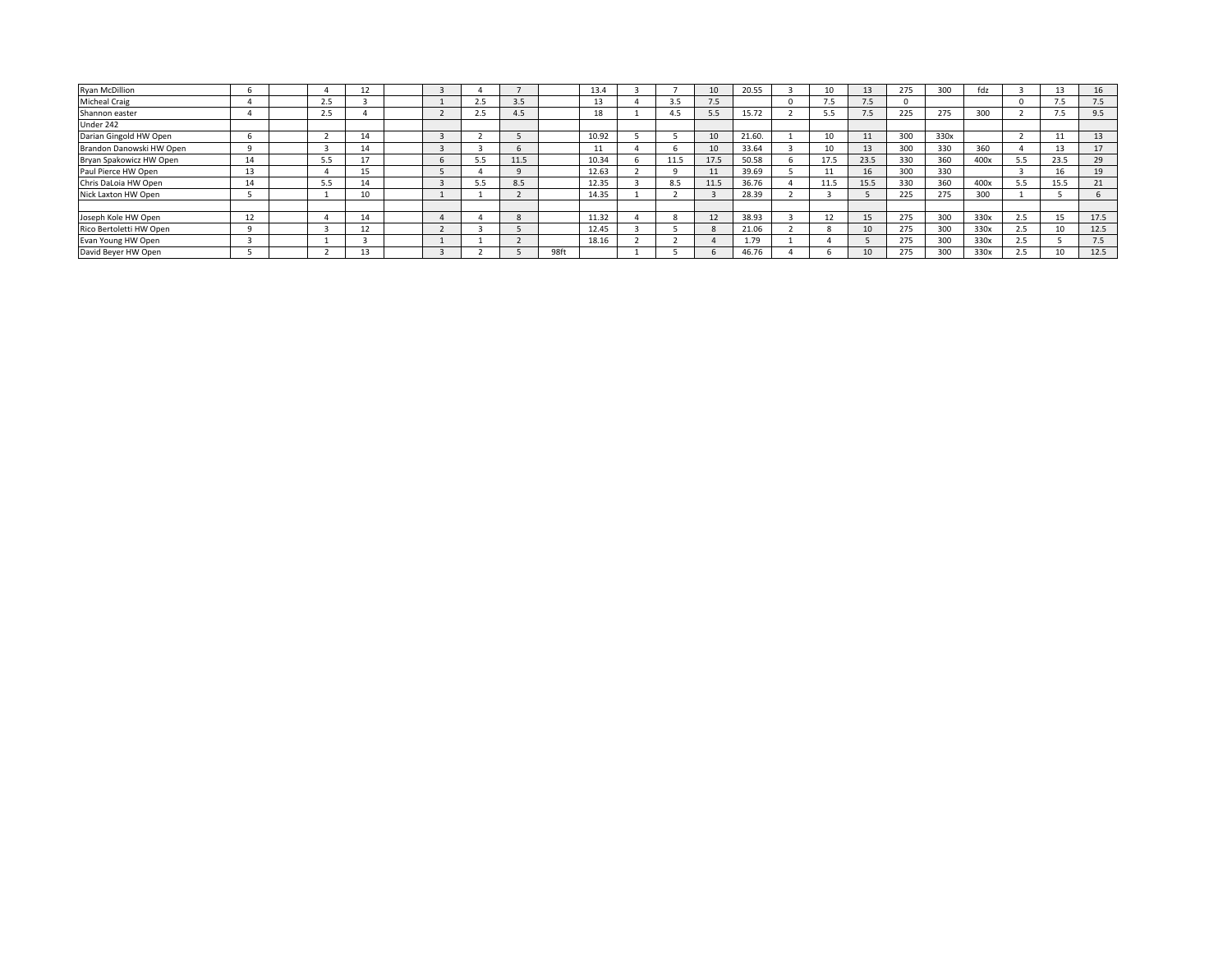| | | | | | | | | | | | | | | | | | | | | | | |
|---|---|---|---|---|---|---|---|---|---|---|---|---|---|---|---|---|---|---|---|---|---|---|
| Ryan McDillion | 6 | | 4 | 12 | | 3 | 4 | 7 | | 13.4 | 3 | 7 | 10 | 20.55 | 3 | 10 | 13 | 275 | 300 | fdz | 3 | 13 | 16 |
| Micheal Craig | 4 | | 2.5 | 3 | | 1 | 2.5 | 3.5 | | 13 | 4 | 3.5 | 7.5 | | 0 | 7.5 | 7.5 | 0 | | | 0 | 7.5 | 7.5 |
| Shannon easter | 4 | | 2.5 | 4 | | 2 | 2.5 | 4.5 | | 18 | 1 | 4.5 | 5.5 | 15.72 | 2 | 5.5 | 7.5 | 225 | 275 | 300 | 2 | 7.5 | 9.5 |
| Under 242 | | | | | | | | | | | | | | | | | | | | | | | |
| Darian Gingold HW Open | 6 | | 2 | 14 | | 3 | 2 | 5 | | 10.92 | 5 | 5 | 10 | 21.60. | 1 | 10 | 11 | 300 | 330x | | 2 | 11 | 13 |
| Brandon Danowski HW Open | 9 | | 3 | 14 | | 3 | 3 | 6 | | 11 | 4 | 6 | 10 | 33.64 | 3 | 10 | 13 | 300 | 330 | 360 | 4 | 13 | 17 |
| Bryan Spakowicz HW Open | 14 | | 5.5 | 17 | | 6 | 5.5 | 11.5 | | 10.34 | 6 | 11.5 | 17.5 | 50.58 | 6 | 17.5 | 23.5 | 330 | 360 | 400x | 5.5 | 23.5 | 29 |
| Paul Pierce HW Open | 13 | | 4 | 15 | | 5 | 4 | 9 | | 12.63 | 2 | 9 | 11 | 39.69 | 5 | 11 | 16 | 300 | 330 | | 3 | 16 | 19 |
| Chris DaLoia HW Open | 14 | | 5.5 | 14 | | 3 | 5.5 | 8.5 | | 12.35 | 3 | 8.5 | 11.5 | 36.76 | 4 | 11.5 | 15.5 | 330 | 360 | 400x | 5.5 | 15.5 | 21 |
| Nick Laxton HW Open | 5 | | 1 | 10 | | 1 | 1 | 2 | | 14.35 | 1 | 2 | 3 | 28.39 | 2 | 3 | 5 | 225 | 275 | 300 | 1 | 5 | 6 |
| | | | | | | | | | | | | | | | | | | | | | | | |
| Joseph Kole HW Open | 12 | | 4 | 14 | | 4 | 4 | 8 | | 11.32 | 4 | 8 | 12 | 38.93 | 3 | 12 | 15 | 275 | 300 | 330x | 2.5 | 15 | 17.5 |
| Rico Bertoletti HW Open | 9 | | 3 | 12 | | 2 | 3 | 5 | | 12.45 | 3 | 5 | 8 | 21.06 | 2 | 8 | 10 | 275 | 300 | 330x | 2.5 | 10 | 12.5 |
| Evan Young HW Open | 3 | | 1 | 3 | | 1 | 1 | 2 | | 18.16 | 2 | 2 | 4 | 1.79 | 1 | 4 | 5 | 275 | 300 | 330x | 2.5 | 5 | 7.5 |
| David Beyer HW Open | 5 | | 2 | 13 | | 3 | 2 | 5 | 98ft | | 1 | 5 | 6 | 46.76 | 4 | 6 | 10 | 275 | 300 | 330x | 2.5 | 10 | 12.5 |